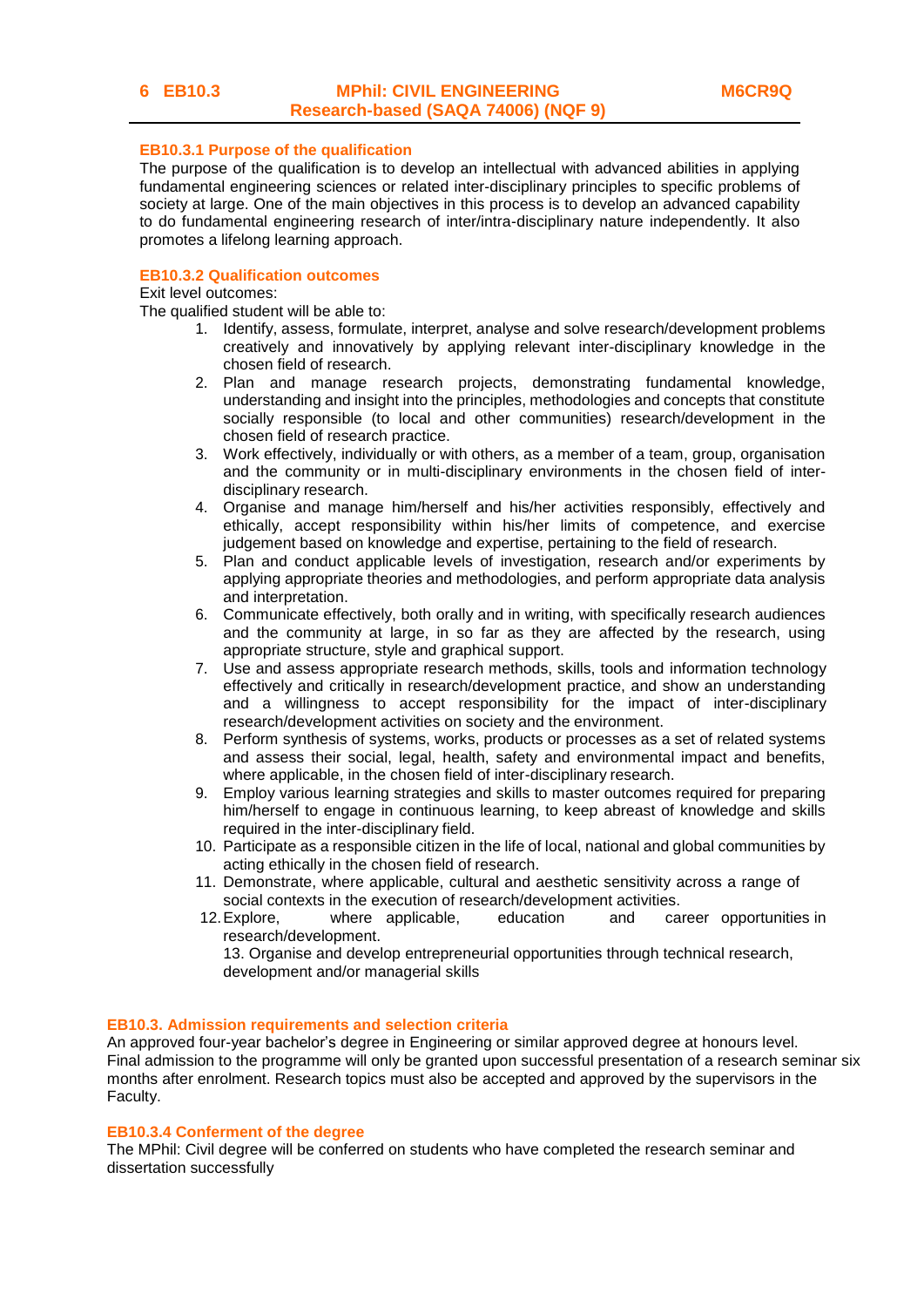## 6 EB10.3 MPhil: CIVIL ENGINEERING Research-based (SAQA 74006) (NQF 9) M6CR9Q

### EB10.3.1 Purpose of the qualification

The purpose of the qualification is to develop an intellectual with advanced abilities in applying fundamental engineering sciences or related inter-disciplinary principles to specific problems of society at large. One of the main objectives in this process is to develop an advanced capability to do fundamental engineering research of inter/intra-disciplinary nature independently. It also promotes a lifelong learning approach.

### EB10.3.2 Qualification outcomes

Exit level outcomes:

The qualified student will be able to:

1. Identify, assess, formulate, interpret, analyse and solve research/development problems creatively and innovatively by applying relevant inter-disciplinary knowledge in the chosen field of research.
2. Plan and manage research projects, demonstrating fundamental knowledge, understanding and insight into the principles, methodologies and concepts that constitute socially responsible (to local and other communities) research/development in the chosen field of research practice.
3. Work effectively, individually or with others, as a member of a team, group, organisation and the community or in multi-disciplinary environments in the chosen field of inter-disciplinary research.
4. Organise and manage him/herself and his/her activities responsibly, effectively and ethically, accept responsibility within his/her limits of competence, and exercise judgement based on knowledge and expertise, pertaining to the field of research.
5. Plan and conduct applicable levels of investigation, research and/or experiments by applying appropriate theories and methodologies, and perform appropriate data analysis and interpretation.
6. Communicate effectively, both orally and in writing, with specifically research audiences and the community at large, in so far as they are affected by the research, using appropriate structure, style and graphical support.
7. Use and assess appropriate research methods, skills, tools and information technology effectively and critically in research/development practice, and show an understanding and a willingness to accept responsibility for the impact of inter-disciplinary research/development activities on society and the environment.
8. Perform synthesis of systems, works, products or processes as a set of related systems and assess their social, legal, health, safety and environmental impact and benefits, where applicable, in the chosen field of inter-disciplinary research.
9. Employ various learning strategies and skills to master outcomes required for preparing him/herself to engage in continuous learning, to keep abreast of knowledge and skills required in the inter-disciplinary field.
10. Participate as a responsible citizen in the life of local, national and global communities by acting ethically in the chosen field of research.
11. Demonstrate, where applicable, cultural and aesthetic sensitivity across a range of social contexts in the execution of research/development activities.
12. Explore, where applicable, education and career opportunities in research/development.
13. Organise and develop entrepreneurial opportunities through technical research, development and/or managerial skills

### EB10.3. Admission requirements and selection criteria

An approved four-year bachelor's degree in Engineering or similar approved degree at honours level. Final admission to the programme will only be granted upon successful presentation of a research seminar six months after enrolment. Research topics must also be accepted and approved by the supervisors in the Faculty.

### EB10.3.4 Conferment of the degree

The MPhil: Civil degree will be conferred on students who have completed the research seminar and dissertation successfully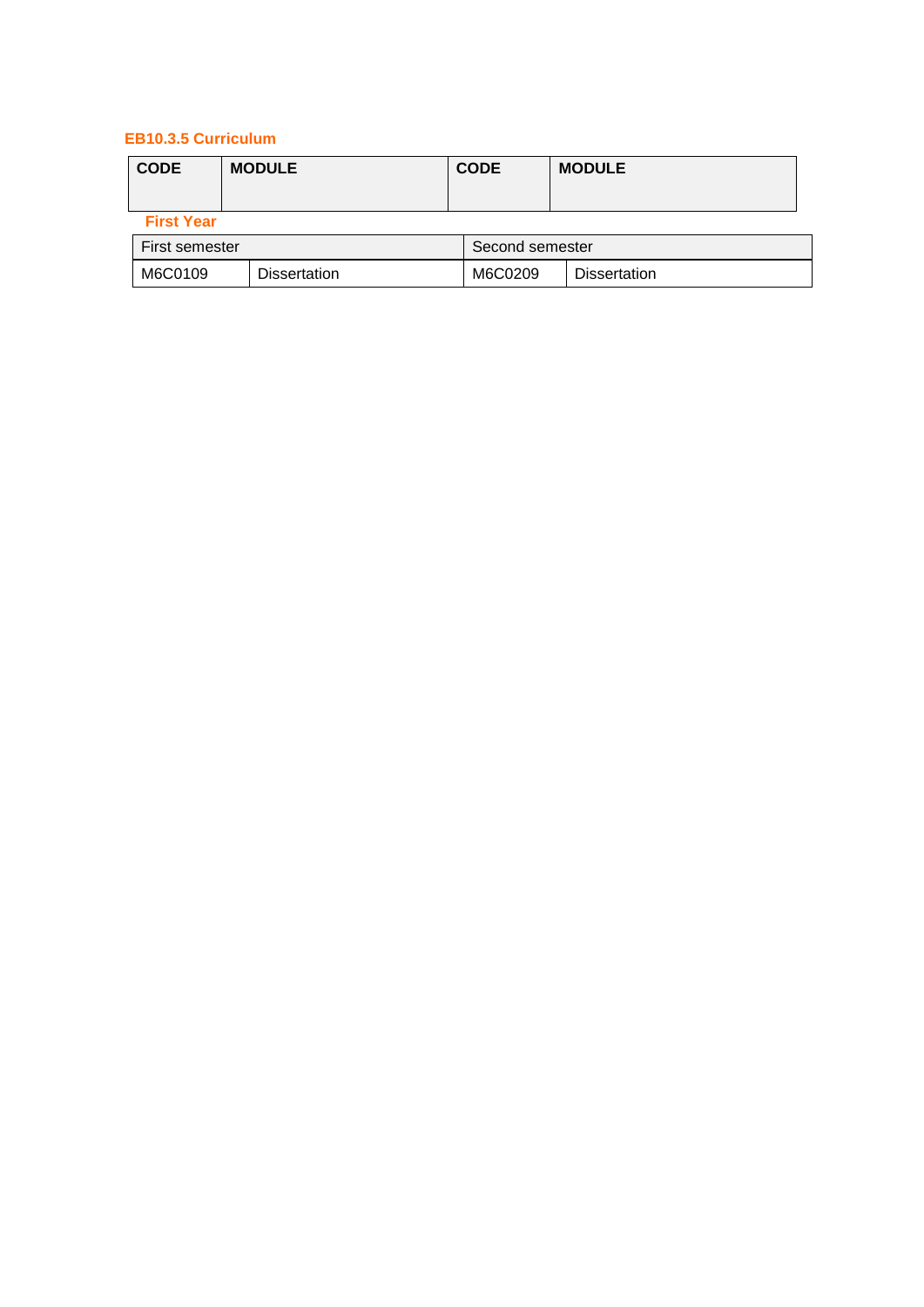### EB10.3.5 Curriculum

| CODE | MODULE | CODE | MODULE |
|---|---|---|---|
| **First Year** | | | |
| First semester | | Second semester | |
| M6C0109 | Dissertation | M6C0209 | Dissertation |